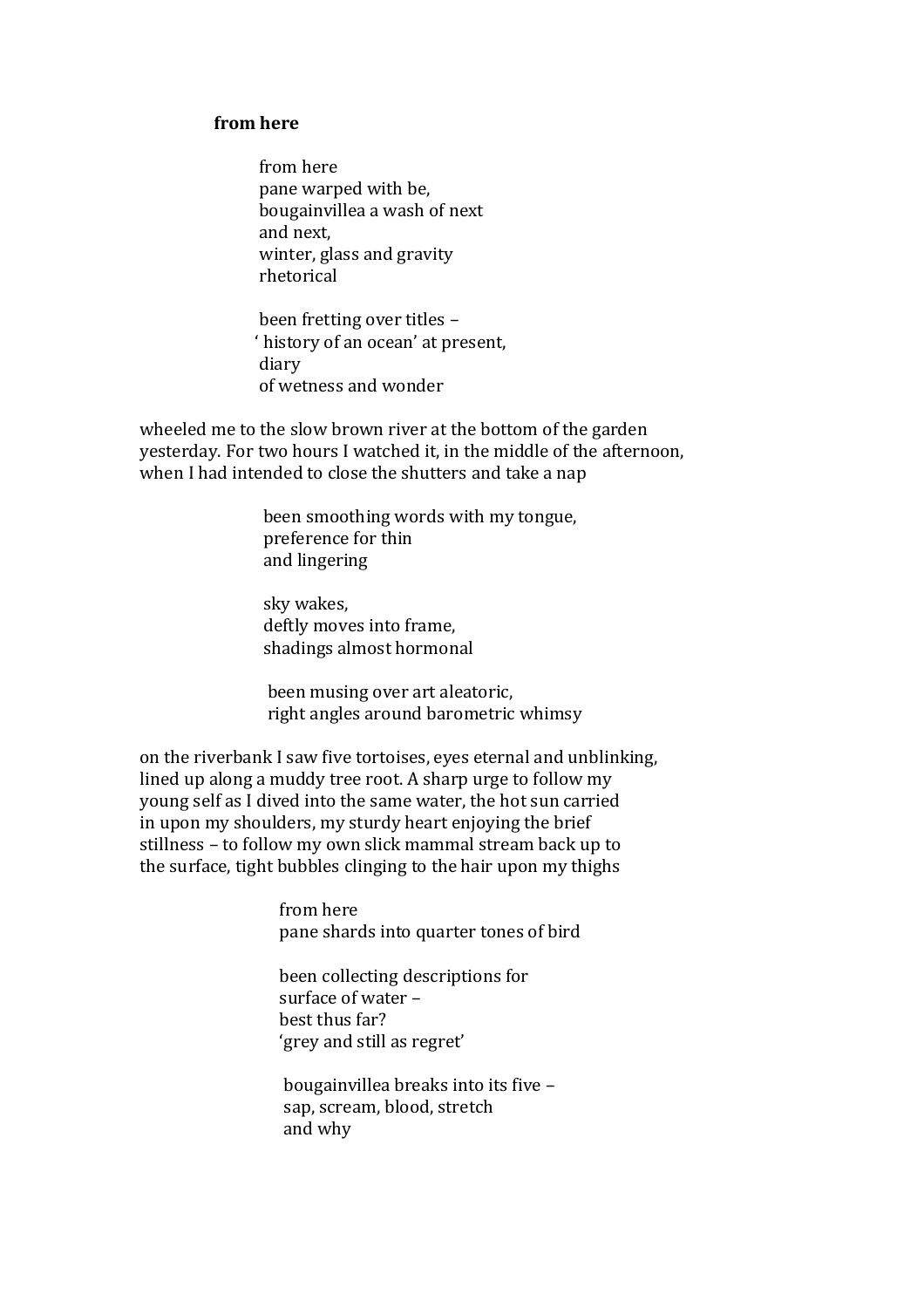**from here**

from here  
pane warped with be,  
bougainvillea a wash of next  
and next,  
winter, glass and gravity  
rhetorical

been fretting over titles –  
' history of an ocean' at present,  
diary  
of wetness and wonder

wheeled me to the slow brown river at the bottom of the garden
yesterday. For two hours I watched it, in the middle of the afternoon,
when I had intended to close the shutters and take a nap

been smoothing words with my tongue,  
preference for thin  
and lingering

sky wakes,  
deftly moves into frame,  
shadings almost hormonal

been musing over art aleatoric,  
right angles around barometric whimsy

on the riverbank I saw five tortoises, eyes eternal and unblinking,
lined up along a muddy tree root. A sharp urge to follow my
young self as I dived into the same water, the hot sun carried
in upon my shoulders, my sturdy heart enjoying the brief
stillness – to follow my own slick mammal stream back up to
the surface, tight bubbles clinging to the hair upon my thighs

from here  
pane shards into quarter tones of bird

been collecting descriptions for  
surface of water –  
best thus far?  
'grey and still as regret'

bougainvillea breaks into its five –  
sap, scream, blood, stretch  
and why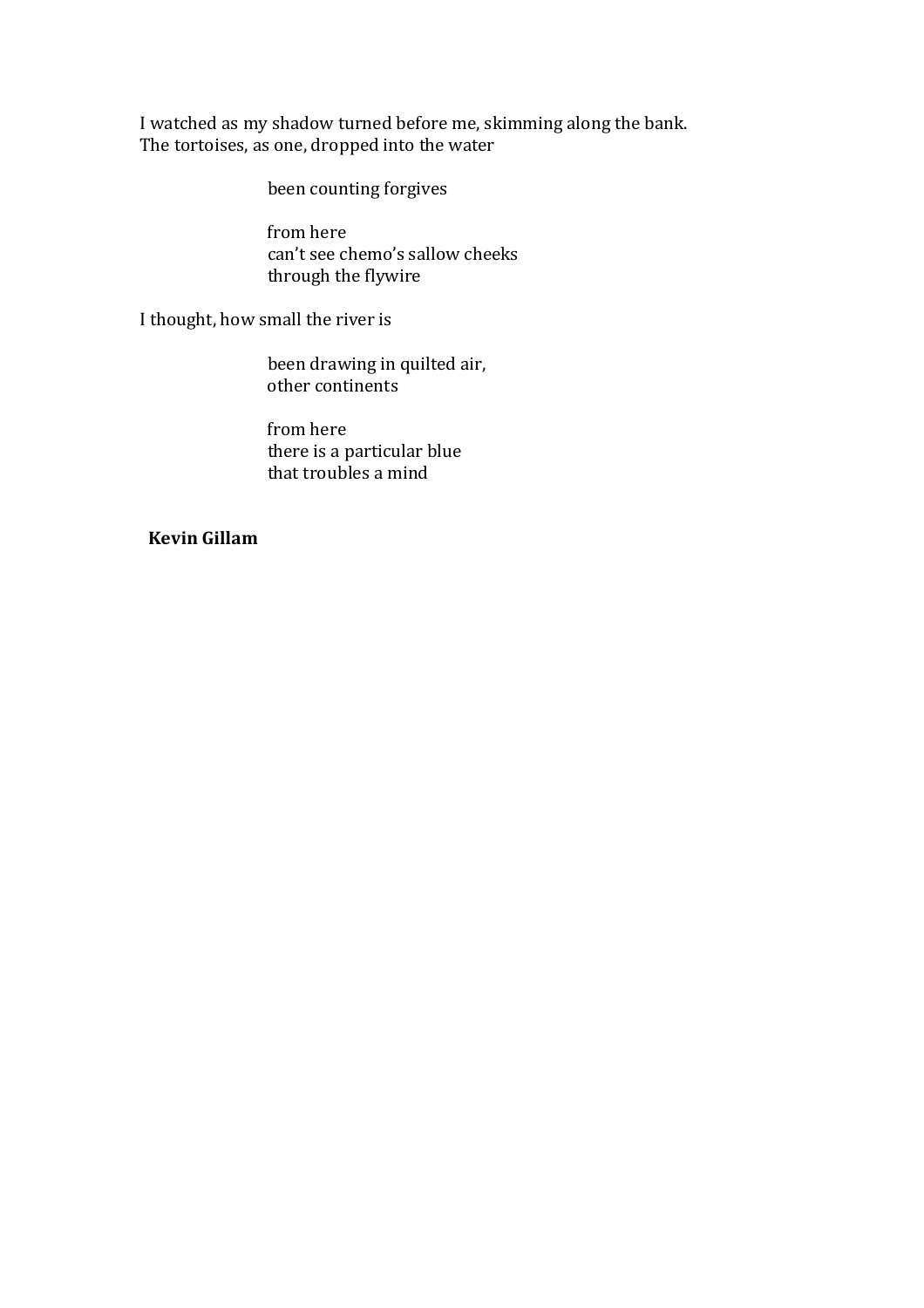I watched as my shadow turned before me, skimming along the bank.
The tortoises, as one, dropped into the water

been counting forgives

from here
can't see chemo's sallow cheeks
through the flywire

I thought, how small the river is

been drawing in quilted air,
other continents

from here
there is a particular blue
that troubles a mind

**Kevin Gillam**